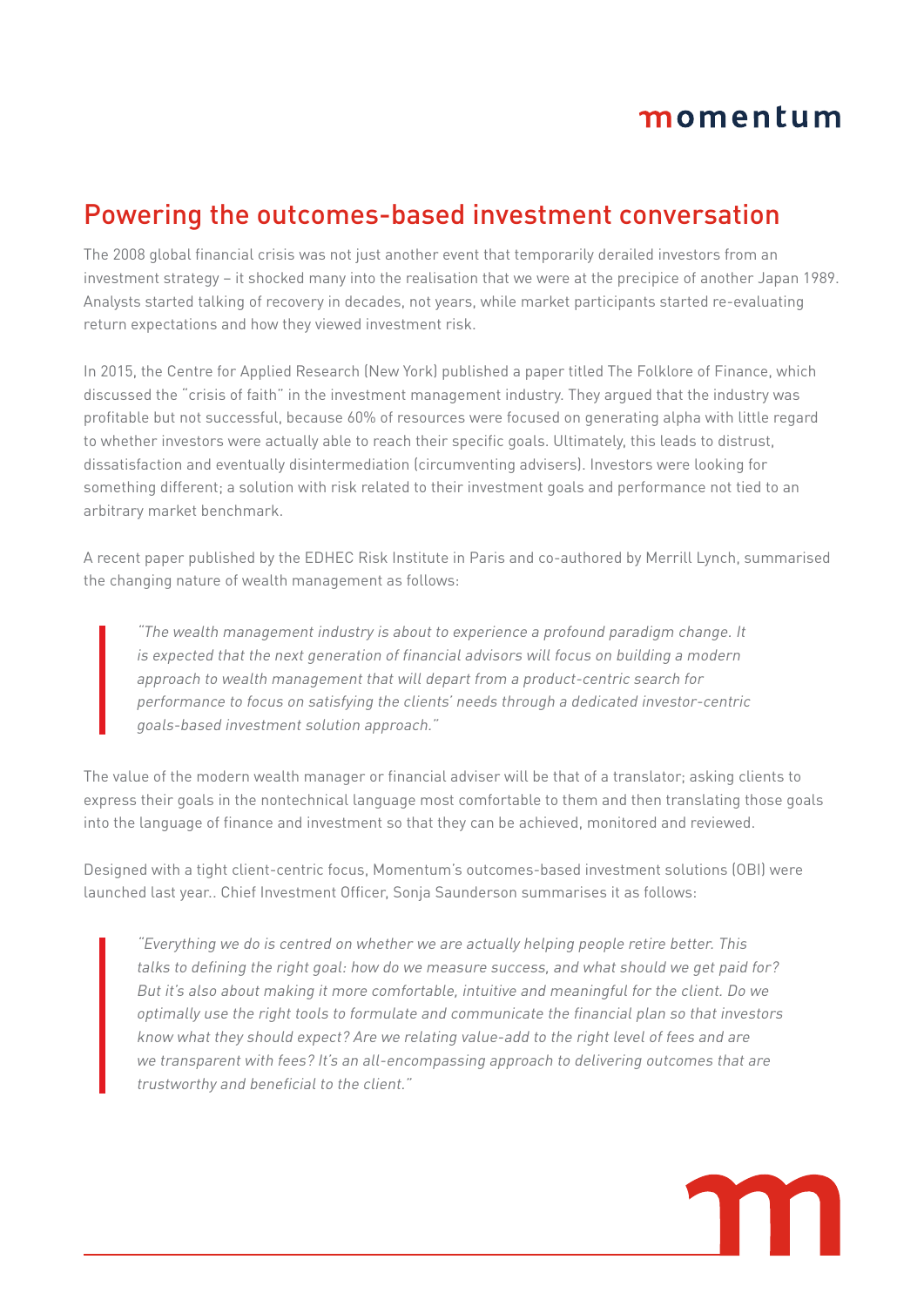# Powering the outcomes-based investment conversation

The 2008 global financial crisis was not just another event that temporarily derailed investors from an investment strategy – it shocked many into the realisation that we were at the precipice of another Japan 1989. Analysts started talking of recovery in decades, not years, while market participants started re-evaluating return expectations and how they viewed investment risk.

In 2015, the Centre for Applied Research (New York) published a paper titled The Folklore of Finance, which discussed the "crisis of faith" in the investment management industry. They argued that the industry was profitable but not successful, because 60% of resources were focused on generating alpha with little regard to whether investors were actually able to reach their specific goals. Ultimately, this leads to distrust, dissatisfaction and eventually disintermediation (circumventing advisers). Investors were looking for something different; a solution with risk related to their investment goals and performance not tied to an arbitrary market benchmark.

A recent paper published by the EDHEC Risk Institute in Paris and co-authored by Merrill Lynch, summarised the changing nature of wealth management as follows:

> *"The wealth management industry is about to experience a profound paradigm change. It is expected that the next generation of financial advisors will focus on building a modern approach to wealth management that will depart from a product-centric search for performance to focus on satisfying the clients' needs through a dedicated investor-centric goals-based investment solution approach."*

The value of the modern wealth manager or financial adviser will be that of a translator; asking clients to express their goals in the nontechnical language most comfortable to them and then translating those goals into the language of finance and investment so that they can be achieved, monitored and reviewed.

Designed with a tight client-centric focus, Momentum's outcomes-based investment solutions (OBI) were launched last year.. Chief Investment Officer, Sonja Saunderson summarises it as follows:

> *"Everything we do is centred on whether we are actually helping people retire better. This talks to defining the right goal: how do we measure success, and what should we get paid for? But it's also about making it more comfortable, intuitive and meaningful for the client. Do we optimally use the right tools to formulate and communicate the financial plan so that investors know what they should expect? Are we relating value-add to the right level of fees and are we transparent with fees? It's an all-encompassing approach to delivering outcomes that are trustworthy and beneficial to the client."*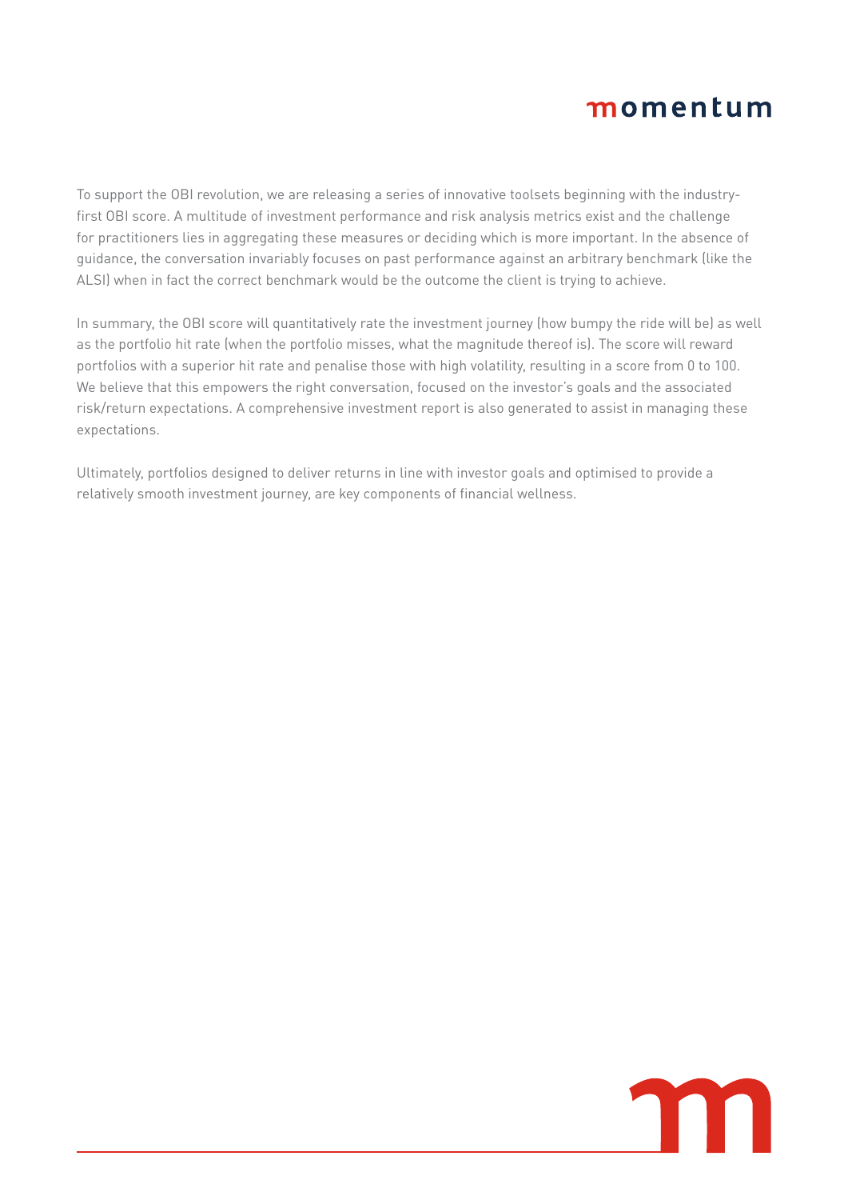To support the OBI revolution, we are releasing a series of innovative toolsets beginning with the industry-first OBI score. A multitude of investment performance and risk analysis metrics exist and the challenge for practitioners lies in aggregating these measures or deciding which is more important. In the absence of guidance, the conversation invariably focuses on past performance against an arbitrary benchmark (like the ALSI) when in fact the correct benchmark would be the outcome the client is trying to achieve.

In summary, the OBI score will quantitatively rate the investment journey (how bumpy the ride will be) as well as the portfolio hit rate (when the portfolio misses, what the magnitude thereof is). The score will reward portfolios with a superior hit rate and penalise those with high volatility, resulting in a score from 0 to 100. We believe that this empowers the right conversation, focused on the investor's goals and the associated risk/return expectations. A comprehensive investment report is also generated to assist in managing these expectations.

Ultimately, portfolios designed to deliver returns in line with investor goals and optimised to provide a relatively smooth investment journey, are key components of financial wellness.